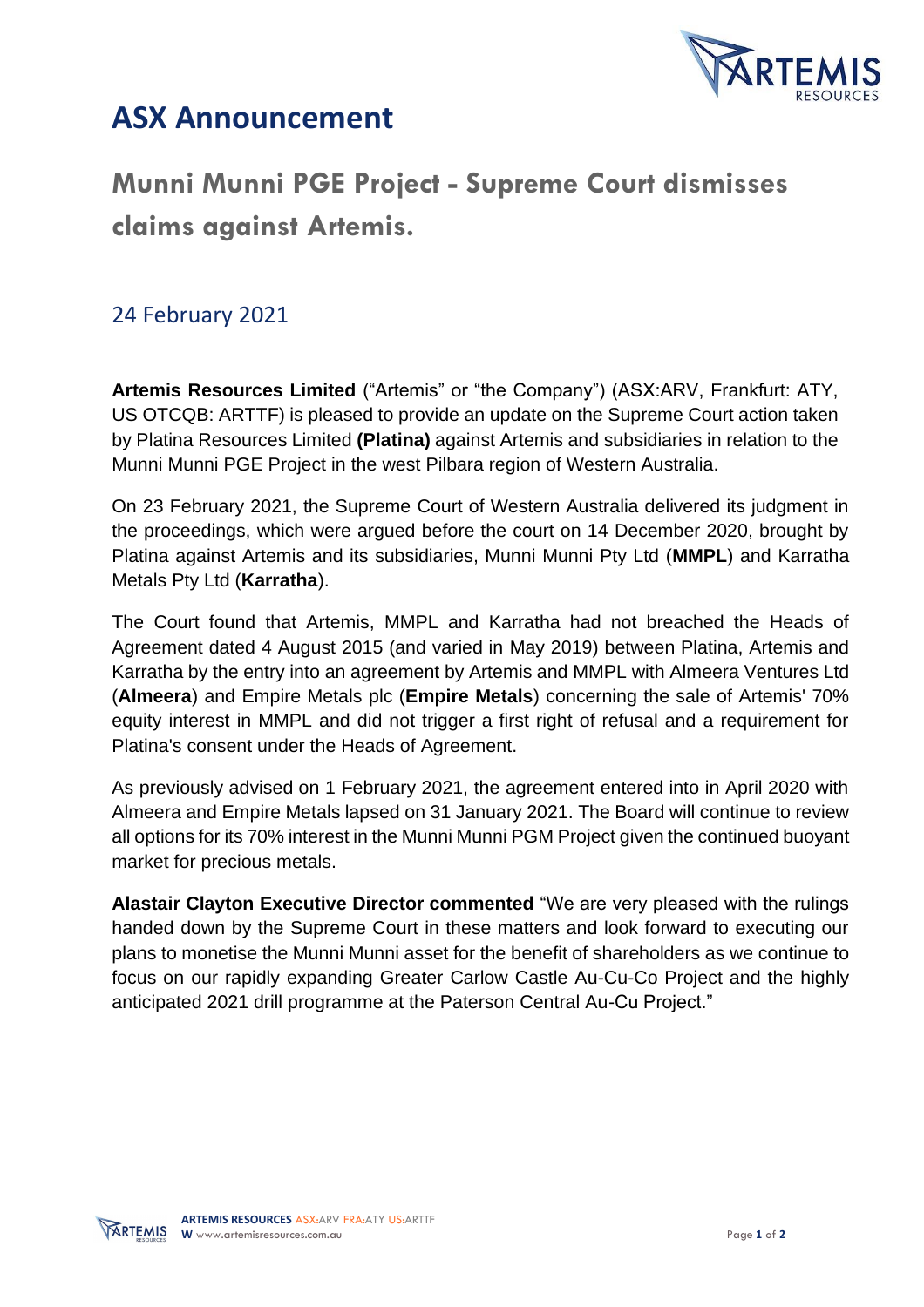# ASX Announcement

## Munni Munni PGE Project - Supreme Court dismisses claims against Artemis.

### 24 February 2021

**Artemis Resources Limited** ("Artemis" or "the Company") (ASX:ARV, Frankfurt: ATY, US OTCQB: ARTTF) is pleased to provide an update on the Supreme Court action taken by Platina Resources Limited **(Platina)** against Artemis and subsidiaries in relation to the Munni Munni PGE Project in the west Pilbara region of Western Australia.

On 23 February 2021, the Supreme Court of Western Australia delivered its judgment in the proceedings, which were argued before the court on 14 December 2020, brought by Platina against Artemis and its subsidiaries, Munni Munni Pty Ltd (**MMPL**) and Karratha Metals Pty Ltd (**Karratha**).

The Court found that Artemis, MMPL and Karratha had not breached the Heads of Agreement dated 4 August 2015 (and varied in May 2019) between Platina, Artemis and Karratha by the entry into an agreement by Artemis and MMPL with Almeera Ventures Ltd (**Almeera**) and Empire Metals plc (**Empire Metals**) concerning the sale of Artemis' 70% equity interest in MMPL and did not trigger a first right of refusal and a requirement for Platina's consent under the Heads of Agreement.

As previously advised on 1 February 2021, the agreement entered into in April 2020 with Almeera and Empire Metals lapsed on 31 January 2021. The Board will continue to review all options for its 70% interest in the Munni Munni PGM Project given the continued buoyant market for precious metals.

**Alastair Clayton Executive Director commented** "We are very pleased with the rulings handed down by the Supreme Court in these matters and look forward to executing our plans to monetise the Munni Munni asset for the benefit of shareholders as we continue to focus on our rapidly expanding Greater Carlow Castle Au-Cu-Co Project and the highly anticipated 2021 drill programme at the Paterson Central Au-Cu Project."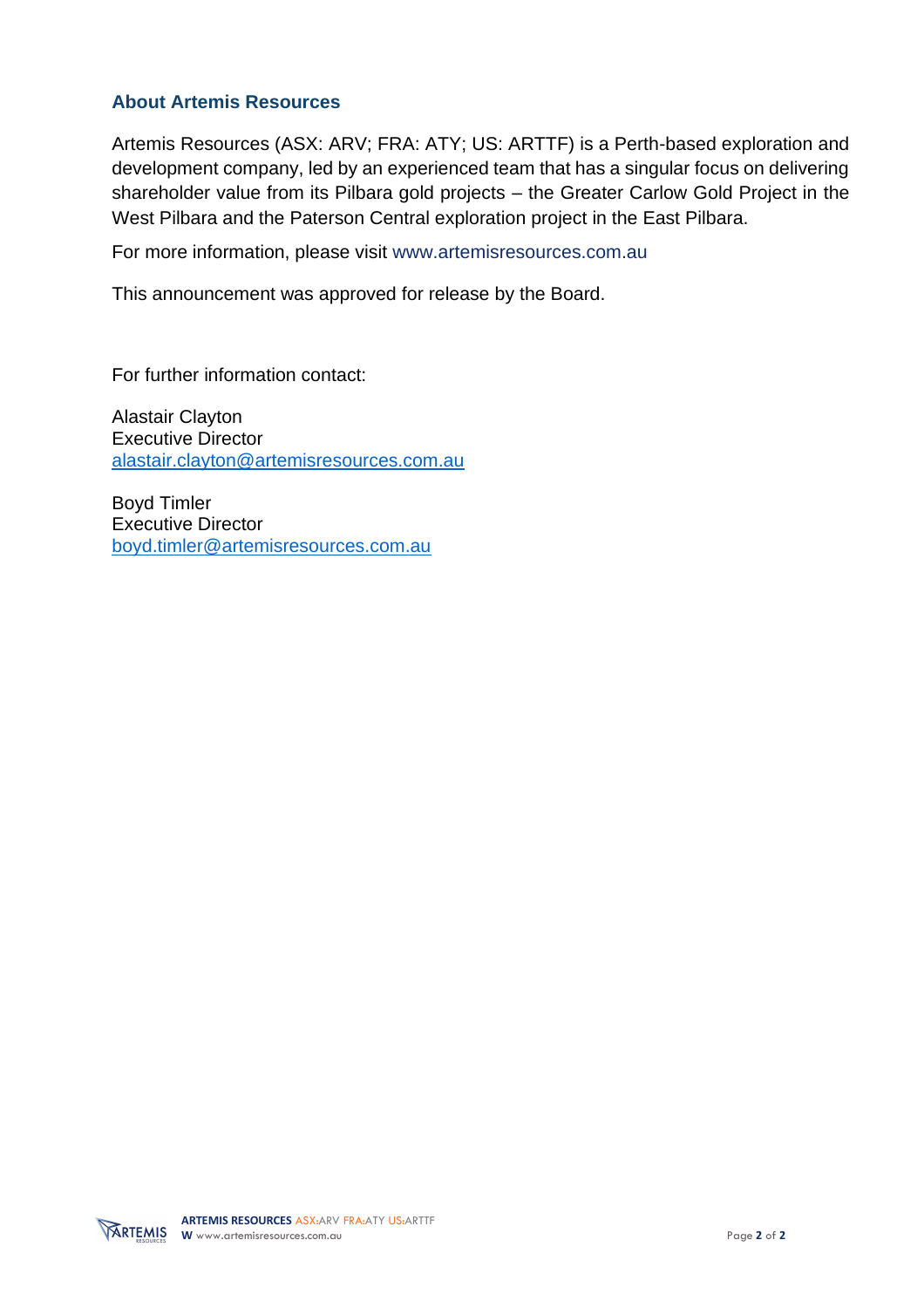## About Artemis Resources

Artemis Resources (ASX: ARV; FRA: ATY; US: ARTTF) is a Perth-based exploration and development company, led by an experienced team that has a singular focus on delivering shareholder value from its Pilbara gold projects – the Greater Carlow Gold Project in the West Pilbara and the Paterson Central exploration project in the East Pilbara.

For more information, please visit www.artemisresources.com.au

This announcement was approved for release by the Board.

For further information contact:

Alastair Clayton
Executive Director
alastair.clayton@artemisresources.com.au

Boyd Timler
Executive Director
boyd.timler@artemisresources.com.au